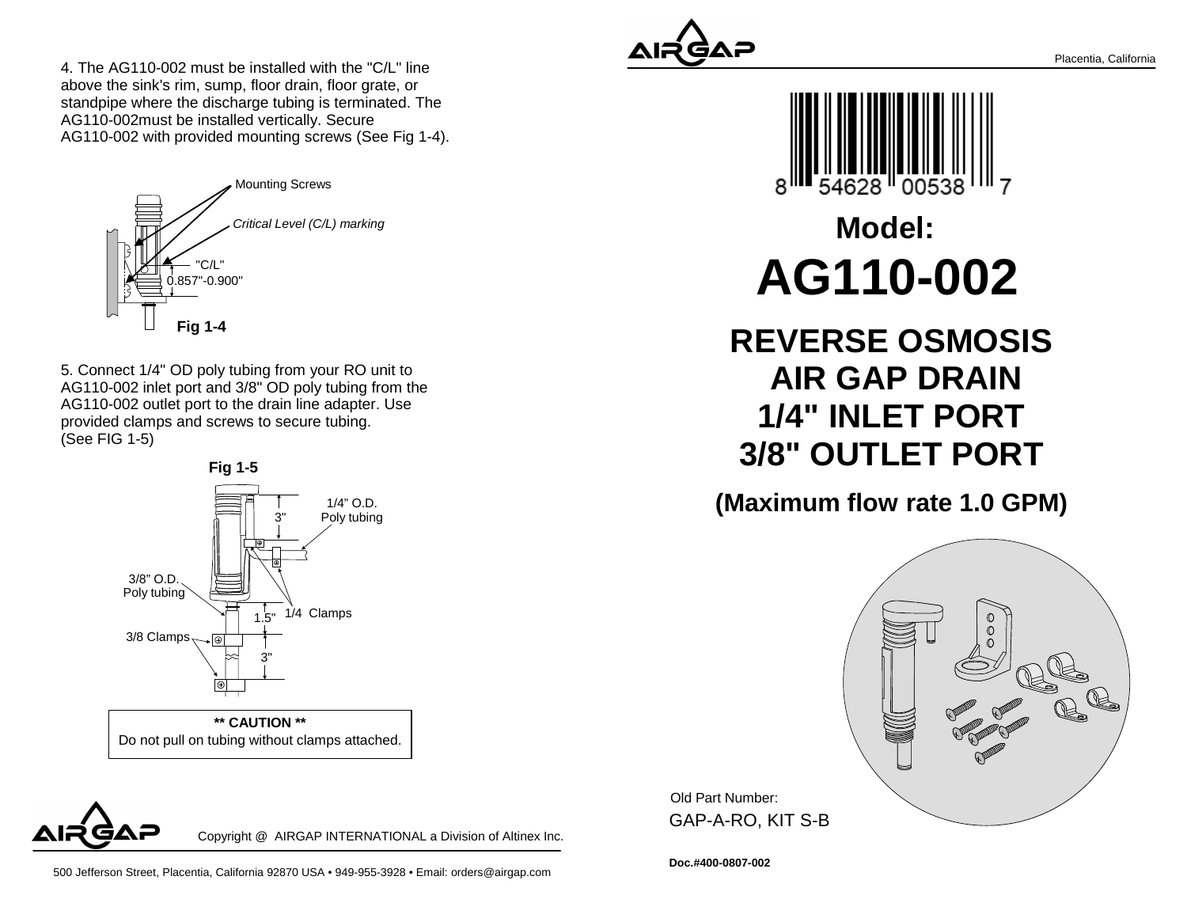4. The AG110-002 must be installed with the "C/L" line above the sink's rim, sump, floor drain, floor grate, or standpipe where the discharge tubing is terminated. The AG110-002must be installed vertically. Secure AG110-002 with provided mounting screws (See Fig 1-4).

Mounting Screws

*Critical Level (C/L) marking*

"C/L"
0.857"-0.900"

**Fig 1-4**

5. Connect 1/4" OD poly tubing from your RO unit to AG110-002 inlet port and 3/8" OD poly tubing from the AG110-002 outlet port to the drain line adapter. Use provided clamps and screws to secure tubing. (See FIG 1-5)

**Fig 1-5**

1/4" O.D. Poly tubing

3"

3/8" O.D. Poly tubing

1/4 Clamps

1.5"

3/8 Clamps

3"

**\*\* CAUTION \*\***
Do not pull on tubing without clamps attached.

Copyright @ AIRGAP INTERNATIONAL a Division of Altinex Inc.

500 Jefferson Street, Placentia, California 92870 USA • 949-955-3928 • Email: orders@airgap.com

AIRGAP

Placentia, California

8 54628 00538 7

# Model:
# AG110-002

## REVERSE OSMOSIS AIR GAP DRAIN 1/4" INLET PORT 3/8" OUTLET PORT

### (Maximum flow rate 1.0 GPM)

Old Part Number:
GAP-A-RO, KIT S-B

**Doc.#400-0807-002**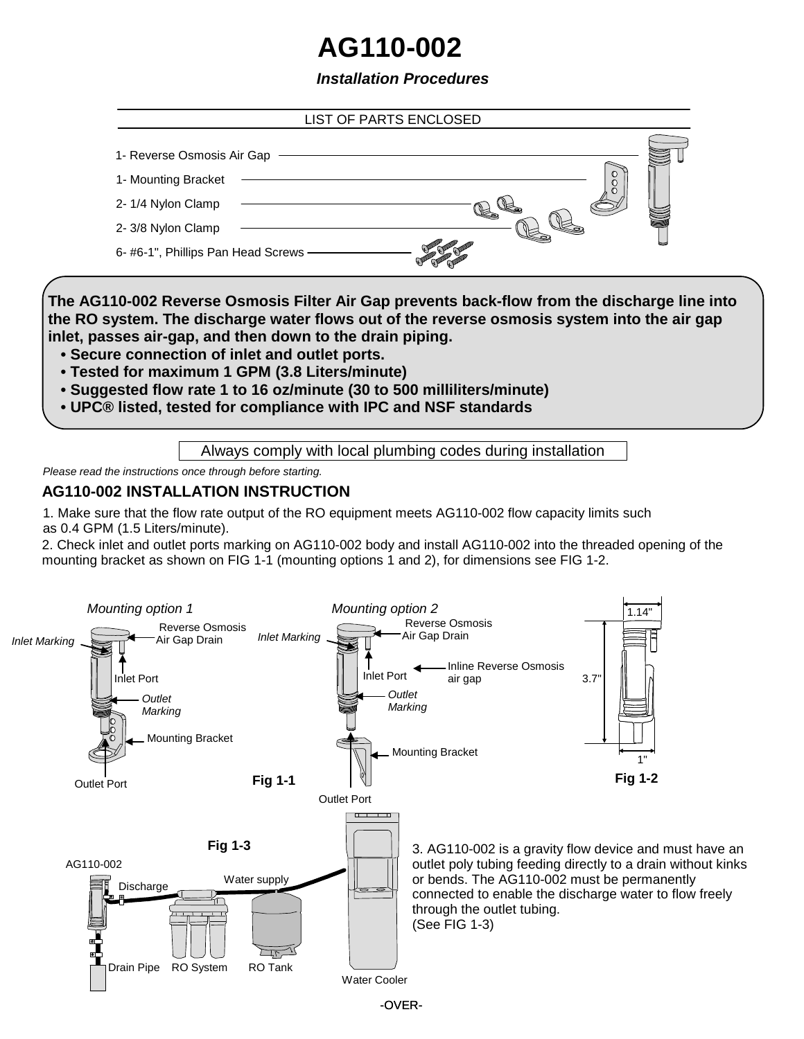# AG110-002

***Installation Procedures***

LIST OF PARTS ENCLOSED

1- Reverse Osmosis Air Gap
1- Mounting Bracket
2- 1/4 Nylon Clamp
2- 3/8 Nylon Clamp
6- #6-1", Phillips Pan Head Screws

**The AG110-002 Reverse Osmosis Filter Air Gap prevents back-flow from the discharge line into the RO system. The discharge water flows out of the reverse osmosis system into the air gap inlet, passes air-gap, and then down to the drain piping.**

- **Secure connection of inlet and outlet ports.**
- **Tested for maximum 1 GPM (3.8 Liters/minute)**
- **Suggested flow rate 1 to 16 oz/minute (30 to 500 milliliters/minute)**
- **UPC® listed, tested for compliance with IPC and NSF standards**

Always comply with local plumbing codes during installation

*Please read the instructions once through before starting.*

## AG110-002 INSTALLATION INSTRUCTION

1. Make sure that the flow rate output of the RO equipment meets AG110-002 flow capacity limits such as 0.4 GPM (1.5 Liters/minute).
2. Check inlet and outlet ports marking on AG110-002 body and install AG110-002 into the threaded opening of the mounting bracket as shown on FIG 1-1 (mounting options 1 and 2), for dimensions see FIG 1-2.

*Mounting option 1*
Inlet Marking
Reverse Osmosis Air Gap Drain
Inlet Port
Outlet Marking
Mounting Bracket
Outlet Port

*Mounting option 2*
Inlet Marking
Reverse Osmosis Air Gap Drain
Inlet Port
Inline Reverse Osmosis air gap
Outlet Marking
Mounting Bracket
Outlet Port

**Fig 1-1**

1.14"
3.7"
1"

**Fig 1-2**

AG110-002
Discharge
Water supply
Drain Pipe
RO System
RO Tank
Water Cooler

**Fig 1-3**

3. AG110-002 is a gravity flow device and must have an outlet poly tubing feeding directly to a drain without kinks or bends. The AG110-002 must be permanently connected to enable the discharge water to flow freely through the outlet tubing. (See FIG 1-3)

-OVER-